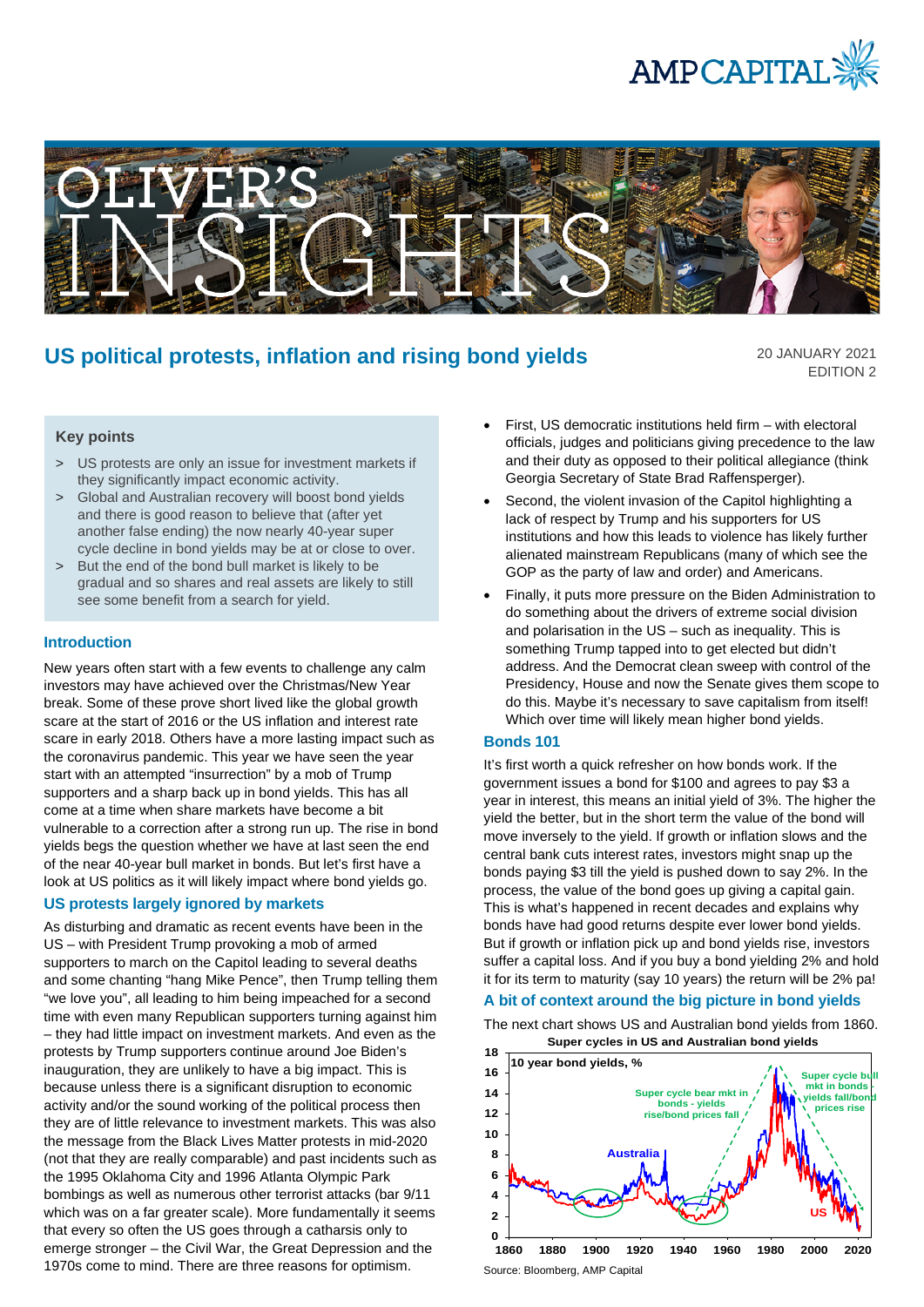# US political protests, inflation and rising bond yields

20 JANUARY 2021
EDITION 2

### Key points

> US protests are only an issue for investment markets if they significantly impact economic activity.

> Global and Australian recovery will boost bond yields and there is good reason to believe that (after yet another false ending) the now nearly 40-year super cycle decline in bond yields may be at or close to over.

> But the end of the bond bull market is likely to be gradual and so shares and real assets are likely to still see some benefit from a search for yield.

### Introduction

New years often start with a few events to challenge any calm investors may have achieved over the Christmas/New Year break. Some of these prove short lived like the global growth scare at the start of 2016 or the US inflation and interest rate scare in early 2018. Others have a more lasting impact such as the coronavirus pandemic. This year we have seen the year start with an attempted "insurrection" by a mob of Trump supporters and a sharp back up in bond yields. This has all come at a time when share markets have become a bit vulnerable to a correction after a strong run up. The rise in bond yields begs the question whether we have at last seen the end of the near 40-year bull market in bonds. But let's first have a look at US politics as it will likely impact where bond yields go.

### US protests largely ignored by markets

As disturbing and dramatic as recent events have been in the US – with President Trump provoking a mob of armed supporters to march on the Capitol leading to several deaths and some chanting "hang Mike Pence", then Trump telling them "we love you", all leading to him being impeached for a second time with even many Republican supporters turning against him – they had little impact on investment markets. And even as the protests by Trump supporters continue around Joe Biden's inauguration, they are unlikely to have a big impact. This is because unless there is a significant disruption to economic activity and/or the sound working of the political process then they are of little relevance to investment markets. This was also the message from the Black Lives Matter protests in mid-2020 (not that they are really comparable) and past incidents such as the 1995 Oklahoma City and 1996 Atlanta Olympic Park bombings as well as numerous other terrorist attacks (bar 9/11 which was on a far greater scale). More fundamentally it seems that every so often the US goes through a catharsis only to emerge stronger – the Civil War, the Great Depression and the 1970s come to mind. There are three reasons for optimism.

- First, US democratic institutions held firm – with electoral officials, judges and politicians giving precedence to the law and their duty as opposed to their political allegiance (think Georgia Secretary of State Brad Raffensperger).
- Second, the violent invasion of the Capitol highlighting a lack of respect by Trump and his supporters for US institutions and how this leads to violence has likely further alienated mainstream Republicans (many of which see the GOP as the party of law and order) and Americans.
- Finally, it puts more pressure on the Biden Administration to do something about the drivers of extreme social division and polarisation in the US – such as inequality. This is something Trump tapped into to get elected but didn't address. And the Democrat clean sweep with control of the Presidency, House and now the Senate gives them scope to do this. Maybe it's necessary to save capitalism from itself! Which over time will likely mean higher bond yields.

### Bonds 101

It's first worth a quick refresher on how bonds work. If the government issues a bond for $100 and agrees to pay $3 a year in interest, this means an initial yield of 3%. The higher the yield the better, but in the short term the value of the bond will move inversely to the yield. If growth or inflation slows and the central bank cuts interest rates, investors might snap up the bonds paying $3 till the yield is pushed down to say 2%. In the process, the value of the bond goes up giving a capital gain. This is what's happened in recent decades and explains why bonds have had good returns despite ever lower bond yields. But if growth or inflation pick up and bond yields rise, investors suffer a capital loss. And if you buy a bond yielding 2% and hold it for its term to maturity (say 10 years) the return will be 2% pa!

### A bit of context around the big picture in bond yields

The next chart shows US and Australian bond yields from 1860.

**Super cycles in US and Australian bond yields**

Source: Bloomberg, AMP Capital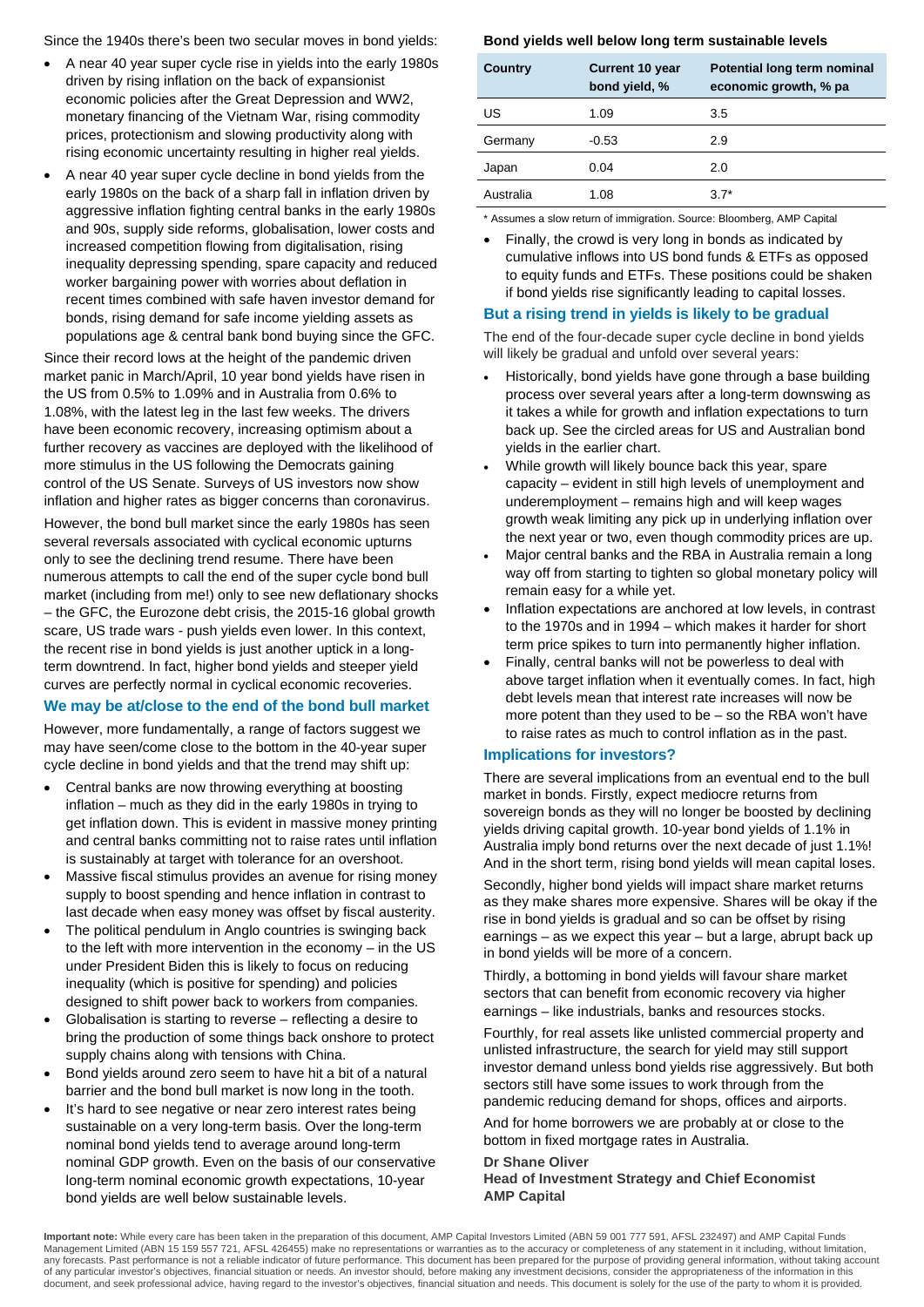Since the 1940s there's been two secular moves in bond yields:

- A near 40 year super cycle rise in yields into the early 1980s driven by rising inflation on the back of expansionist economic policies after the Great Depression and WW2, monetary financing of the Vietnam War, rising commodity prices, protectionism and slowing productivity along with rising economic uncertainty resulting in higher real yields.
- A near 40 year super cycle decline in bond yields from the early 1980s on the back of a sharp fall in inflation driven by aggressive inflation fighting central banks in the early 1980s and 90s, supply side reforms, globalisation, lower costs and increased competition flowing from digitalisation, rising inequality depressing spending, spare capacity and reduced worker bargaining power with worries about deflation in recent times combined with safe haven investor demand for bonds, rising demand for safe income yielding assets as populations age & central bank bond buying since the GFC.

Since their record lows at the height of the pandemic driven market panic in March/April, 10 year bond yields have risen in the US from 0.5% to 1.09% and in Australia from 0.6% to 1.08%, with the latest leg in the last few weeks. The drivers have been economic recovery, increasing optimism about a further recovery as vaccines are deployed with the likelihood of more stimulus in the US following the Democrats gaining control of the US Senate. Surveys of US investors now show inflation and higher rates as bigger concerns than coronavirus.

However, the bond bull market since the early 1980s has seen several reversals associated with cyclical economic upturns only to see the declining trend resume. There have been numerous attempts to call the end of the super cycle bond bull market (including from me!) only to see new deflationary shocks – the GFC, the Eurozone debt crisis, the 2015-16 global growth scare, US trade wars - push yields even lower. In this context, the recent rise in bond yields is just another uptick in a long-term downtrend. In fact, higher bond yields and steeper yield curves are perfectly normal in cyclical economic recoveries.

## We may be at/close to the end of the bond bull market

However, more fundamentally, a range of factors suggest we may have seen/come close to the bottom in the 40-year super cycle decline in bond yields and that the trend may shift up:

- Central banks are now throwing everything at boosting inflation – much as they did in the early 1980s in trying to get inflation down. This is evident in massive money printing and central banks committing not to raise rates until inflation is sustainably at target with tolerance for an overshoot.
- Massive fiscal stimulus provides an avenue for rising money supply to boost spending and hence inflation in contrast to last decade when easy money was offset by fiscal austerity.
- The political pendulum in Anglo countries is swinging back to the left with more intervention in the economy – in the US under President Biden this is likely to focus on reducing inequality (which is positive for spending) and policies designed to shift power back to workers from companies.
- Globalisation is starting to reverse – reflecting a desire to bring the production of some things back onshore to protect supply chains along with tensions with China.
- Bond yields around zero seem to have hit a bit of a natural barrier and the bond bull market is now long in the tooth.
- It's hard to see negative or near zero interest rates being sustainable on a very long-term basis. Over the long-term nominal bond yields tend to average around long-term nominal GDP growth. Even on the basis of our conservative long-term nominal economic growth expectations, 10-year bond yields are well below sustainable levels.

**Bond yields well below long term sustainable levels**

| Country | Current 10 year bond yield, % | Potential long term nominal economic growth, % pa |
|---|---|---|
| US | 1.09 | 3.5 |
| Germany | -0.53 | 2.9 |
| Japan | 0.04 | 2.0 |
| Australia | 1.08 | 3.7* |

\* Assumes a slow return of immigration. Source: Bloomberg, AMP Capital

- Finally, the crowd is very long in bonds as indicated by cumulative inflows into US bond funds & ETFs as opposed to equity funds and ETFs. These positions could be shaken if bond yields rise significantly leading to capital losses.

## But a rising trend in yields is likely to be gradual

The end of the four-decade super cycle decline in bond yields will likely be gradual and unfold over several years:

- Historically, bond yields have gone through a base building process over several years after a long-term downswing as it takes a while for growth and inflation expectations to turn back up. See the circled areas for US and Australian bond yields in the earlier chart.
- While growth will likely bounce back this year, spare capacity – evident in still high levels of unemployment and underemployment – remains high and will keep wages growth weak limiting any pick up in underlying inflation over the next year or two, even though commodity prices are up.
- Major central banks and the RBA in Australia remain a long way off from starting to tighten so global monetary policy will remain easy for a while yet.
- Inflation expectations are anchored at low levels, in contrast to the 1970s and in 1994 – which makes it harder for short term price spikes to turn into permanently higher inflation.
- Finally, central banks will not be powerless to deal with above target inflation when it eventually comes. In fact, high debt levels mean that interest rate increases will now be more potent than they used to be – so the RBA won't have to raise rates as much to control inflation as in the past.

## Implications for investors?

There are several implications from an eventual end to the bull market in bonds. Firstly, expect mediocre returns from sovereign bonds as they will no longer be boosted by declining yields driving capital growth. 10-year bond yields of 1.1% in Australia imply bond returns over the next decade of just 1.1%! And in the short term, rising bond yields will mean capital loses.

Secondly, higher bond yields will impact share market returns as they make shares more expensive. Shares will be okay if the rise in bond yields is gradual and so can be offset by rising earnings – as we expect this year – but a large, abrupt back up in bond yields will be more of a concern.

Thirdly, a bottoming in bond yields will favour share market sectors that can benefit from economic recovery via higher earnings – like industrials, banks and resources stocks.

Fourthly, for real assets like unlisted commercial property and unlisted infrastructure, the search for yield may still support investor demand unless bond yields rise aggressively. But both sectors still have some issues to work through from the pandemic reducing demand for shops, offices and airports.

And for home borrowers we are probably at or close to the bottom in fixed mortgage rates in Australia.

**Dr Shane Oliver**
**Head of Investment Strategy and Chief Economist**
**AMP Capital**

**Important note:** While every care has been taken in the preparation of this document, AMP Capital Investors Limited (ABN 59 001 777 591, AFSL 232497) and AMP Capital Funds Management Limited (ABN 15 159 557 721, AFSL 426455) make no representations or warranties as to the accuracy or completeness of any statement in it including, without limitation, any forecasts. Past performance is not a reliable indicator of future performance. This document has been prepared for the purpose of providing general information, without taking account of any particular investor's objectives, financial situation or needs. An investor should, before making any investment decisions, consider the appropriateness of the information in this document, and seek professional advice, having regard to the investor's objectives, financial situation and needs. This document is solely for the use of the party to whom it is provided.